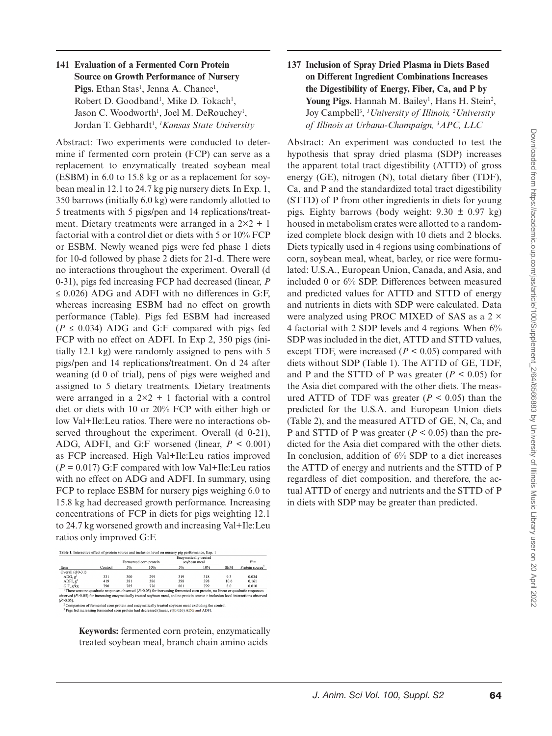## 141 Evaluation of a Fermented Corn Protein Source on Growth Performance of Nursery Pigs.

Ethan Stas[1], Jenna A. Chance[1], Robert D. Goodband[1], Mike D. Tokach[1], Jason C. Woodworth[1], Joel M. DeRouchey[1], Jordan T. Gebhardt[1], [1]*Kansas State University*

Abstract: Two experiments were conducted to determine if fermented corn protein (FCP) can serve as a replacement to enzymatically treated soybean meal (ESBM) in 6.0 to 15.8 kg or as a replacement for soybean meal in 12.1 to 24.7 kg pig nursery diets. In Exp. 1, 350 barrows (initially 6.0 kg) were randomly allotted to 5 treatments with 5 pigs/pen and 14 replications/treatment. Dietary treatments were arranged in a 2×2 + 1 factorial with a control diet or diets with 5 or 10% FCP or ESBM. Newly weaned pigs were fed phase 1 diets for 10-d followed by phase 2 diets for 21-d. There were no interactions throughout the experiment. Overall (d 0-31), pigs fed increasing FCP had decreased (linear, $P \leq 0.026$) ADG and ADFI with no differences in G:F, whereas increasing ESBM had no effect on growth performance (Table). Pigs fed ESBM had increased ($P \leq 0.034$) ADG and G:F compared with pigs fed FCP with no effect on ADFI. In Exp 2, 350 pigs (initially 12.1 kg) were randomly assigned to pens with 5 pigs/pen and 14 replications/treatment. On d 24 after weaning (d 0 of trial), pens of pigs were weighed and assigned to 5 dietary treatments. Dietary treatments were arranged in a 2×2 + 1 factorial with a control diet or diets with 10 or 20% FCP with either high or low Val+Ile:Leu ratios. There were no interactions observed throughout the experiment. Overall (d 0-21), ADG, ADFI, and G:F worsened (linear, $P < 0.001$) as FCP increased. High Val+Ile:Leu ratios improved ($P = 0.017$) G:F compared with low Val+Ile:Leu ratios with no effect on ADG and ADFI. In summary, using FCP to replace ESBM for nursery pigs weighing 6.0 to 15.8 kg had decreased growth performance. Increasing concentrations of FCP in diets for pigs weighting 12.1 to 24.7 kg worsened growth and increasing Val+Ile:Leu ratios only improved G:F.

**Table 1.** Interactive effect of protein source and inclusion level on nursery pig performance, Exp. 1

| Item | Control | Fermented corn protein | | Enzymatically treated soybean meal | | SEM | $P^{1,=}$ |
|---|---|---|---|---|---|---|---|
| | | 5% | 10% | 5% | 10% | | Protein source[2] |
| Overall (d 0-31) | | | | | | | |
| ADG, g[3] | 331 | 300 | 299 | 319 | 318 | 9.3 | 0.034 |
| ADFI, g[3] | 419 | 381 | 386 | 398 | 398 | 10.6 | 0.161 |
| G:F, g/kg | 790 | 785 | 776 | 801 | 799 | 8.0 | 0.010 |

[1] There were no quadratic responses observed ($P>0.05$) for increasing fermented corn protein, no linear or quadratic responses observed ($P>0.05$) for increasing enzymatically treated soybean meal, and no protein source × inclusion level interactions observed ($P>0.05$).

[2] Comparison of fermented corn protein and enzymatically treated soybean meal excluding the control.

[3] Pigs fed increasing fermented corn protein had decreased (linear, $P\leq0.026$) ADG and ADFI.

**Keywords:** fermented corn protein, enzymatically treated soybean meal, branch chain amino acids

## 137 Inclusion of Spray Dried Plasma in Diets Based on Different Ingredient Combinations Increases the Digestibility of Energy, Fiber, Ca, and P by Young Pigs.

Hannah M. Bailey[1], Hans H. Stein[2], Joy Campbell[3], [1]*University of Illinois,* [2]*University of Illinois at Urbana-Champaign,* [3]*APC, LLC*

Abstract: An experiment was conducted to test the hypothesis that spray dried plasma (SDP) increases the apparent total tract digestibility (ATTD) of gross energy (GE), nitrogen (N), total dietary fiber (TDF), Ca, and P and the standardized total tract digestibility (STTD) of P from other ingredients in diets for young pigs. Eighty barrows (body weight: 9.30 ± 0.97 kg) housed in metabolism crates were allotted to a randomized complete block design with 10 diets and 2 blocks. Diets typically used in 4 regions using combinations of corn, soybean meal, wheat, barley, or rice were formulated: U.S.A., European Union, Canada, and Asia, and included 0 or 6% SDP. Differences between measured and predicted values for ATTD and STTD of energy and nutrients in diets with SDP were calculated. Data were analyzed using PROC MIXED of SAS as a 2 × 4 factorial with 2 SDP levels and 4 regions. When 6% SDP was included in the diet, ATTD and STTD values, except TDF, were increased ($P < 0.05$) compared with diets without SDP (Table 1). The ATTD of GE, TDF, and P and the STTD of P was greater ($P < 0.05$) for the Asia diet compared with the other diets. The measured ATTD of TDF was greater ($P < 0.05$) than the predicted for the U.S.A. and European Union diets (Table 2), and the measured ATTD of GE, N, Ca, and P and STTD of P was greater ($P < 0.05$) than the predicted for the Asia diet compared with the other diets. In conclusion, addition of 6% SDP to a diet increases the ATTD of energy and nutrients and the STTD of P regardless of diet composition, and therefore, the actual ATTD of energy and nutrients and the STTD of P in diets with SDP may be greater than predicted.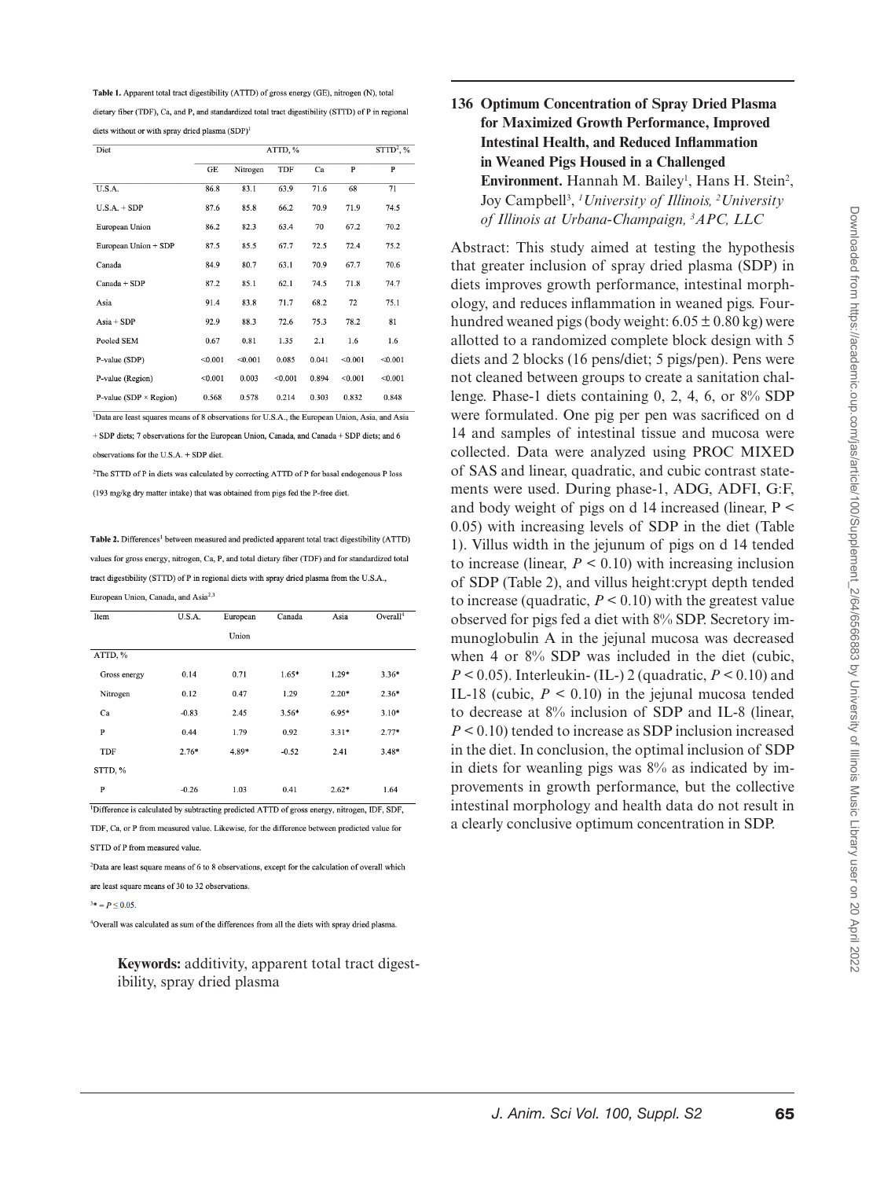**Table 1.** Apparent total tract digestibility (ATTD) of gross energy (GE), nitrogen (N), total dietary fiber (TDF), Ca, and P, and standardized total tract digestibility (STTD) of P in regional diets without or with spray dried plasma (SDP)[1]

| Diet | ATTD, % | | | | | STTD[2], % |
|---|---|---|---|---|---|---|
| | GE | Nitrogen | TDF | Ca | P | P |
| U.S.A. | 86.8 | 83.1 | 63.9 | 71.6 | 68 | 71 |
| U.S.A. + SDP | 87.6 | 85.8 | 66.2 | 70.9 | 71.9 | 74.5 |
| European Union | 86.2 | 82.3 | 63.4 | 70 | 67.2 | 70.2 |
| European Union + SDP | 87.5 | 85.5 | 67.7 | 72.5 | 72.4 | 75.2 |
| Canada | 84.9 | 80.7 | 63.1 | 70.9 | 67.7 | 70.6 |
| Canada + SDP | 87.2 | 85.1 | 62.1 | 74.5 | 71.8 | 74.7 |
| Asia | 91.4 | 83.8 | 71.7 | 68.2 | 72 | 75.1 |
| Asia + SDP | 92.9 | 88.3 | 72.6 | 75.3 | 78.2 | 81 |
| Pooled SEM | 0.67 | 0.81 | 1.35 | 2.1 | 1.6 | 1.6 |
| P-value (SDP) | <0.001 | <0.001 | 0.085 | 0.041 | <0.001 | <0.001 |
| P-value (Region) | <0.001 | 0.003 | <0.001 | 0.894 | <0.001 | <0.001 |
| P-value (SDP × Region) | 0.568 | 0.578 | 0.214 | 0.303 | 0.832 | 0.848 |

[1]Data are least squares means of 8 observations for U.S.A., the European Union, Asia, and Asia + SDP diets; 7 observations for the European Union, Canada, and Canada + SDP diets; and 6 observations for the U.S.A. + SDP diet.

[2]The STTD of P in diets was calculated by correcting ATTD of P for basal endogenous P loss (193 mg/kg dry matter intake) that was obtained from pigs fed the P-free diet.

**Table 2.** Differences[1] between measured and predicted apparent total tract digestibility (ATTD) values for gross energy, nitrogen, Ca, P, and total dietary fiber (TDF) and for standardized total tract digestibility (STTD) of P in regional diets with spray dried plasma from the U.S.A., European Union, Canada, and Asia[2,3]

| Item | U.S.A. | European Union | Canada | Asia | Overall[4] |
|---|---|---|---|---|---|
| ATTD, % | | | | | |
| Gross energy | 0.14 | 0.71 | 1.65* | 1.29* | 3.36* |
| Nitrogen | 0.12 | 0.47 | 1.29 | 2.20* | 2.36* |
| Ca | -0.83 | 2.45 | 3.56* | 6.95* | 3.10* |
| P | 0.44 | 1.79 | 0.92 | 3.31* | 2.77* |
| TDF | 2.76* | 4.89* | -0.52 | 2.41 | 3.48* |
| STTD, % | | | | | |
| P | -0.26 | 1.03 | 0.41 | 2.62* | 1.64 |

[1]Difference is calculated by subtracting predicted ATTD of gross energy, nitrogen, IDF, SDF, TDF, Ca, or P from measured value. Likewise, for the difference between predicted value for STTD of P from measured value.

[2]Data are least square means of 6 to 8 observations, except for the calculation of overall which are least square means of 30 to 32 observations.

[3]* = $P \leq 0.05$.

[4]Overall was calculated as sum of the differences from all the diets with spray dried plasma.

**Keywords:** additivity, apparent total tract digestibility, spray dried plasma

## 136 Optimum Concentration of Spray Dried Plasma for Maximized Growth Performance, Improved Intestinal Health, and Reduced Inflammation in Weaned Pigs Housed in a Challenged Environment.

**Hannah M. Bailey**[1], **Hans H. Stein**[2], **Joy Campbell**[3], *[1]University of Illinois, [2]University of Illinois at Urbana-Champaign, [3]APC, LLC*

Abstract: This study aimed at testing the hypothesis that greater inclusion of spray dried plasma (SDP) in diets improves growth performance, intestinal morphology, and reduces inflammation in weaned pigs. Four-hundred weaned pigs (body weight: 6.05 ± 0.80 kg) were allotted to a randomized complete block design with 5 diets and 2 blocks (16 pens/diet; 5 pigs/pen). Pens were not cleaned between groups to create a sanitation challenge. Phase-1 diets containing 0, 2, 4, 6, or 8% SDP were formulated. One pig per pen was sacrificed on d 14 and samples of intestinal tissue and mucosa were collected. Data were analyzed using PROC MIXED of SAS and linear, quadratic, and cubic contrast statements were used. During phase-1, ADG, ADFI, G:F, and body weight of pigs on d 14 increased (linear, $P < 0.05$) with increasing levels of SDP in the diet (Table 1). Villus width in the jejunum of pigs on d 14 tended to increase (linear, $P < 0.10$) with increasing inclusion of SDP (Table 2), and villus height:crypt depth tended to increase (quadratic, $P < 0.10$) with the greatest value observed for pigs fed a diet with 8% SDP. Secretory immunoglobulin A in the jejunal mucosa was decreased when 4 or 8% SDP was included in the diet (cubic, $P < 0.05$). Interleukin- (IL-) 2 (quadratic, $P < 0.10$) and IL-18 (cubic, $P < 0.10$) in the jejunal mucosa tended to decrease at 8% inclusion of SDP and IL-8 (linear, $P < 0.10$) tended to increase as SDP inclusion increased in the diet. In conclusion, the optimal inclusion of SDP in diets for weanling pigs was 8% as indicated by improvements in growth performance, but the collective intestinal morphology and health data do not result in a clearly conclusive optimum concentration in SDP.